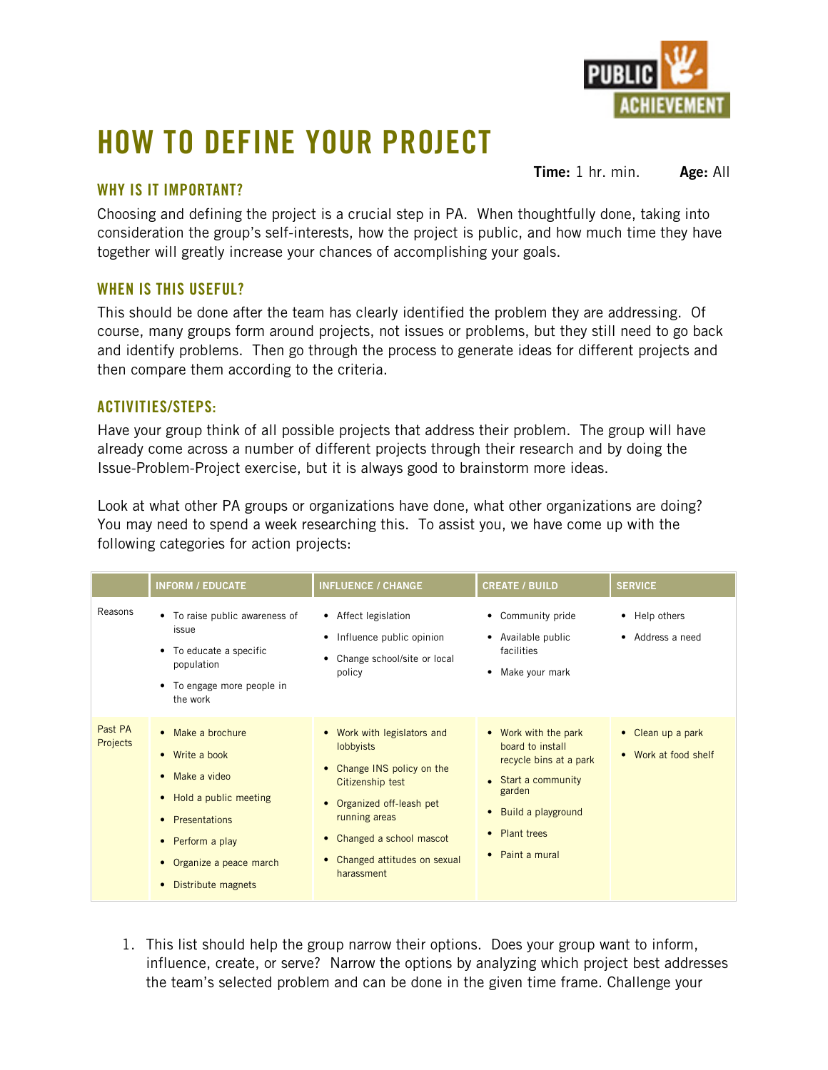# HOW TO DEFINE YOUR PROJECT

**Time:** 1 hr. min. **Age:** All

## WHY IS IT IMPORTANT?

Choosing and defining the project is a crucial step in PA. When thoughtfully done, taking into consideration the group's self-interests, how the project is public, and how much time they have together will greatly increase your chances of accomplishing your goals.

## WHEN IS THIS USEFUL?

This should be done after the team has clearly identified the problem they are addressing. Of course, many groups form around projects, not issues or problems, but they still need to go back and identify problems. Then go through the process to generate ideas for different projects and then compare them according to the criteria.

## ACTIVITIES/STEPS:

Have your group think of all possible projects that address their problem. The group will have already come across a number of different projects through their research and by doing the Issue-Problem-Project exercise, but it is always good to brainstorm more ideas.

Look at what other PA groups or organizations have done, what other organizations are doing? You may need to spend a week researching this. To assist you, we have come up with the following categories for action projects:

| | INFORM / EDUCATE | INFLUENCE / CHANGE | CREATE / BUILD | SERVICE |
|---|---|---|---|---|
| Reasons | • To raise public awareness of issue<br>• To educate a specific population<br>• To engage more people in the work | • Affect legislation<br>• Influence public opinion<br>• Change school/site or local policy | • Community pride<br>• Available public facilities<br>• Make your mark | • Help others<br>• Address a need |
| Past PA Projects | • Make a brochure<br>• Write a book<br>• Make a video<br>• Hold a public meeting<br>• Presentations<br>• Perform a play<br>• Organize a peace march<br>• Distribute magnets | • Work with legislators and lobbyists<br>• Change INS policy on the Citizenship test<br>• Organized off-leash pet running areas<br>• Changed a school mascot<br>• Changed attitudes on sexual harassment | • Work with the park board to install recycle bins at a park<br>• Start a community garden<br>• Build a playground<br>• Plant trees<br>• Paint a mural | • Clean up a park<br>• Work at food shelf |

1. This list should help the group narrow their options. Does your group want to inform, influence, create, or serve? Narrow the options by analyzing which project best addresses the team's selected problem and can be done in the given time frame. Challenge your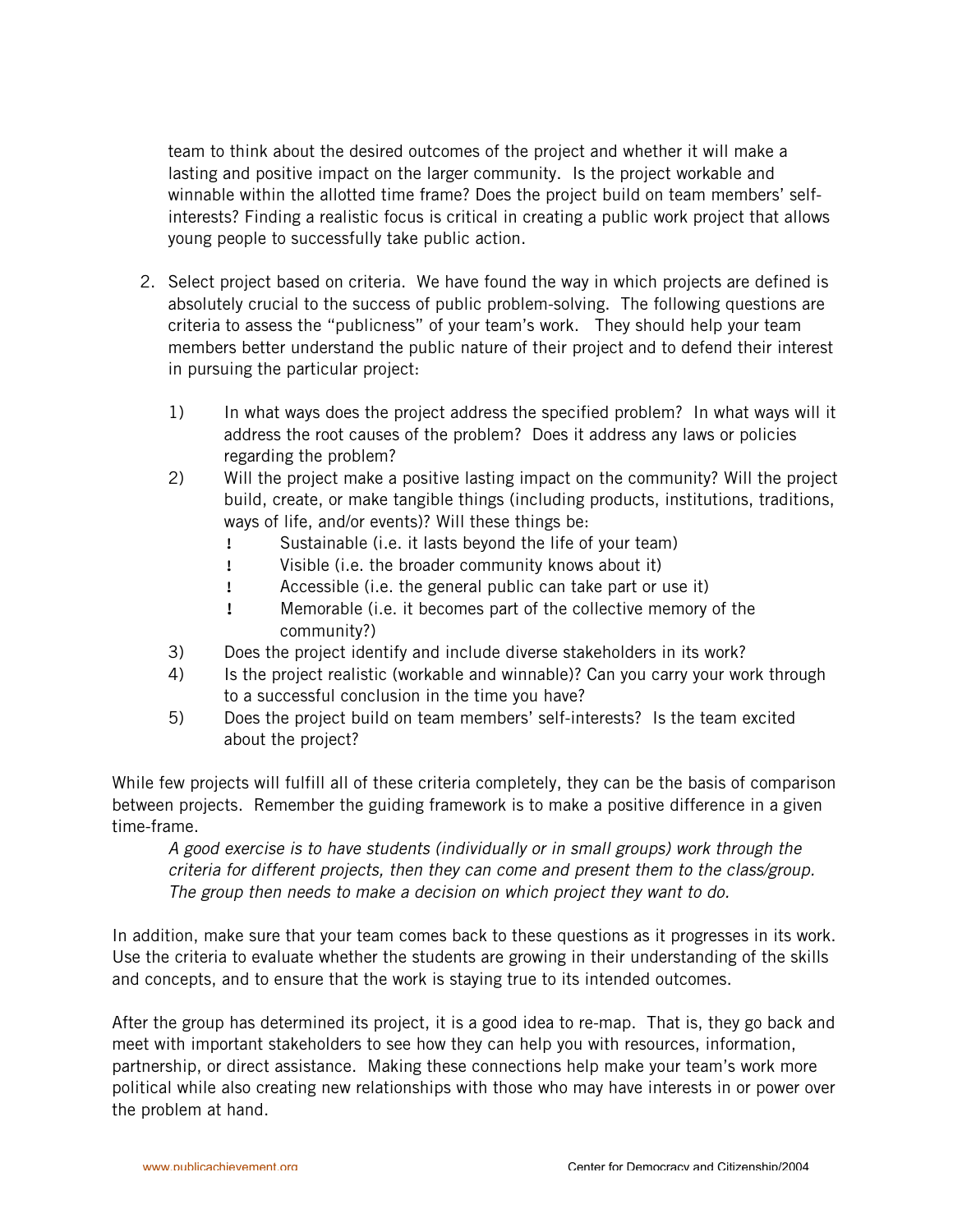team to think about the desired outcomes of the project and whether it will make a lasting and positive impact on the larger community. Is the project workable and winnable within the allotted time frame? Does the project build on team members' self-interests? Finding a realistic focus is critical in creating a public work project that allows young people to successfully take public action.

2. Select project based on criteria. We have found the way in which projects are defined is absolutely crucial to the success of public problem-solving. The following questions are criteria to assess the "publicness" of your team's work. They should help your team members better understand the public nature of their project and to defend their interest in pursuing the particular project:

    1) In what ways does the project address the specified problem? In what ways will it address the root causes of the problem? Does it address any laws or policies regarding the problem?
    2) Will the project make a positive lasting impact on the community? Will the project build, create, or make tangible things (including products, institutions, traditions, ways of life, and/or events)? Will these things be:
        - Sustainable (i.e. it lasts beyond the life of your team)
        - Visible (i.e. the broader community knows about it)
        - Accessible (i.e. the general public can take part or use it)
        - Memorable (i.e. it becomes part of the collective memory of the community?)
    3) Does the project identify and include diverse stakeholders in its work?
    4) Is the project realistic (workable and winnable)? Can you carry your work through to a successful conclusion in the time you have?
    5) Does the project build on team members' self-interests? Is the team excited about the project?

While few projects will fulfill all of these criteria completely, they can be the basis of comparison between projects. Remember the guiding framework is to make a positive difference in a given time-frame.

*A good exercise is to have students (individually or in small groups) work through the criteria for different projects, then they can come and present them to the class/group. The group then needs to make a decision on which project they want to do.*

In addition, make sure that your team comes back to these questions as it progresses in its work. Use the criteria to evaluate whether the students are growing in their understanding of the skills and concepts, and to ensure that the work is staying true to its intended outcomes.

After the group has determined its project, it is a good idea to re-map. That is, they go back and meet with important stakeholders to see how they can help you with resources, information, partnership, or direct assistance. Making these connections help make your team's work more political while also creating new relationships with those who may have interests in or power over the problem at hand.